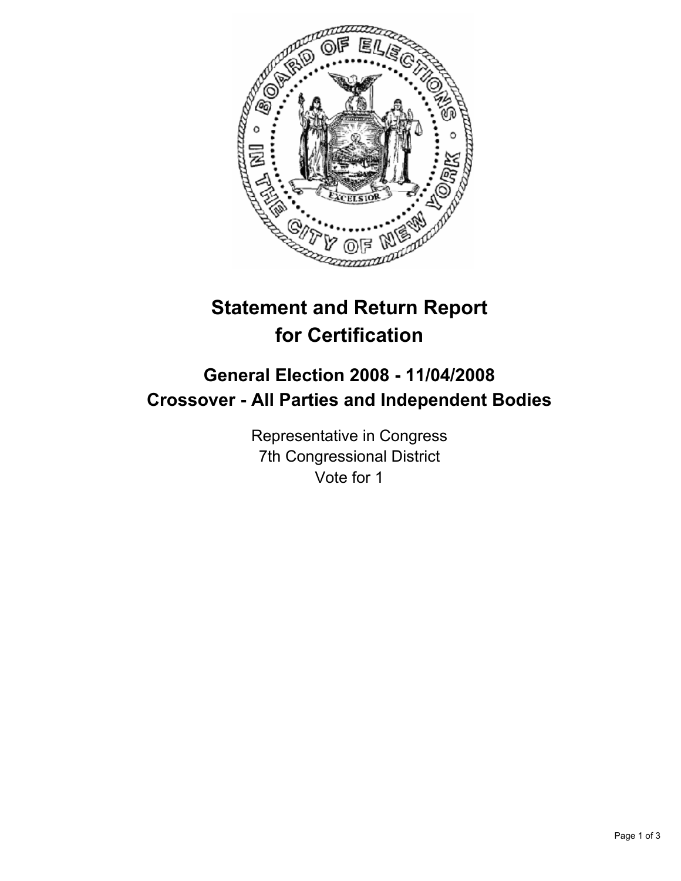# Statement and Return Report for Certification

## General Election 2008 - 11/04/2008
## Crossover - All Parties and Independent Bodies

Representative in Congress
7th Congressional District
Vote for 1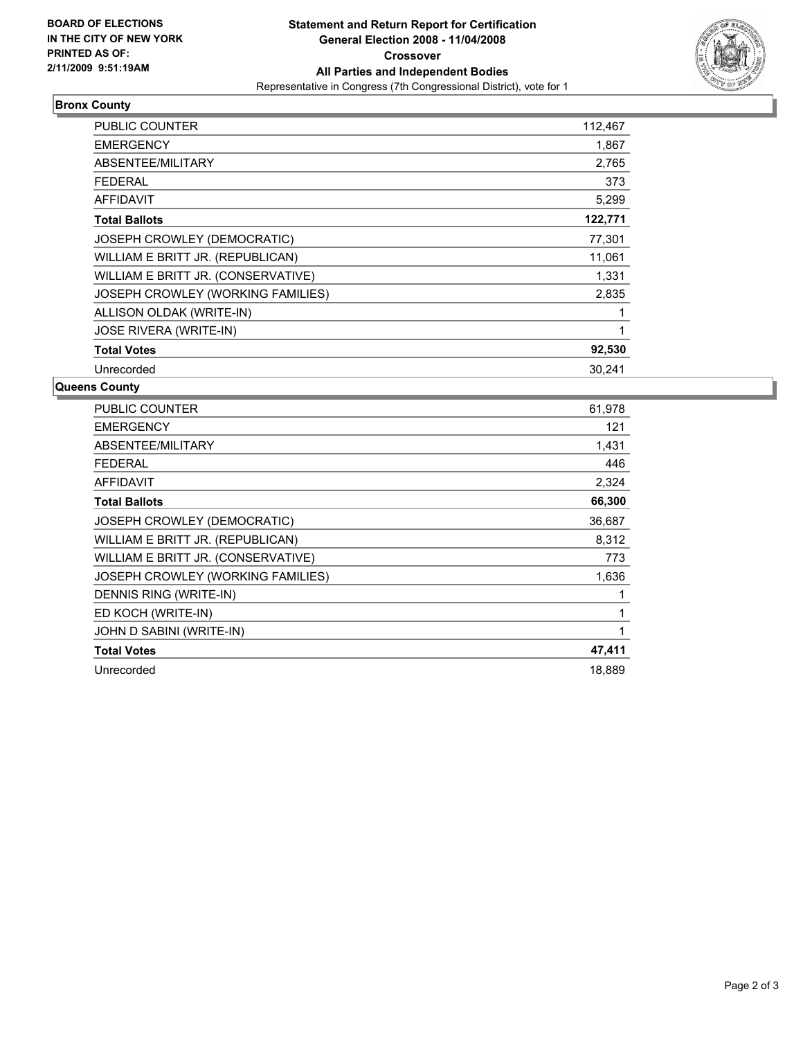**BOARD OF ELECTIONS IN THE CITY OF NEW YORK PRINTED AS OF: 2/11/2009 9:51:19AM**

# Statement and Return Report for Certification
## General Election 2008 - 11/04/2008
## Crossover
## All Parties and Independent Bodies
Representative in Congress (7th Congressional District), vote for 1

### Bronx County

| | |
|---|---|
| PUBLIC COUNTER | 112,467 |
| EMERGENCY | 1,867 |
| ABSENTEE/MILITARY | 2,765 |
| FEDERAL | 373 |
| AFFIDAVIT | 5,299 |
| **Total Ballots** | **122,771** |
| JOSEPH CROWLEY (DEMOCRATIC) | 77,301 |
| WILLIAM E BRITT JR. (REPUBLICAN) | 11,061 |
| WILLIAM E BRITT JR. (CONSERVATIVE) | 1,331 |
| JOSEPH CROWLEY (WORKING FAMILIES) | 2,835 |
| ALLISON OLDAK (WRITE-IN) | 1 |
| JOSE RIVERA (WRITE-IN) | 1 |
| **Total Votes** | **92,530** |
| Unrecorded | 30,241 |

### Queens County

| | |
|---|---|
| PUBLIC COUNTER | 61,978 |
| EMERGENCY | 121 |
| ABSENTEE/MILITARY | 1,431 |
| FEDERAL | 446 |
| AFFIDAVIT | 2,324 |
| **Total Ballots** | **66,300** |
| JOSEPH CROWLEY (DEMOCRATIC) | 36,687 |
| WILLIAM E BRITT JR. (REPUBLICAN) | 8,312 |
| WILLIAM E BRITT JR. (CONSERVATIVE) | 773 |
| JOSEPH CROWLEY (WORKING FAMILIES) | 1,636 |
| DENNIS RING (WRITE-IN) | 1 |
| ED KOCH (WRITE-IN) | 1 |
| JOHN D SABINI (WRITE-IN) | 1 |
| **Total Votes** | **47,411** |
| Unrecorded | 18,889 |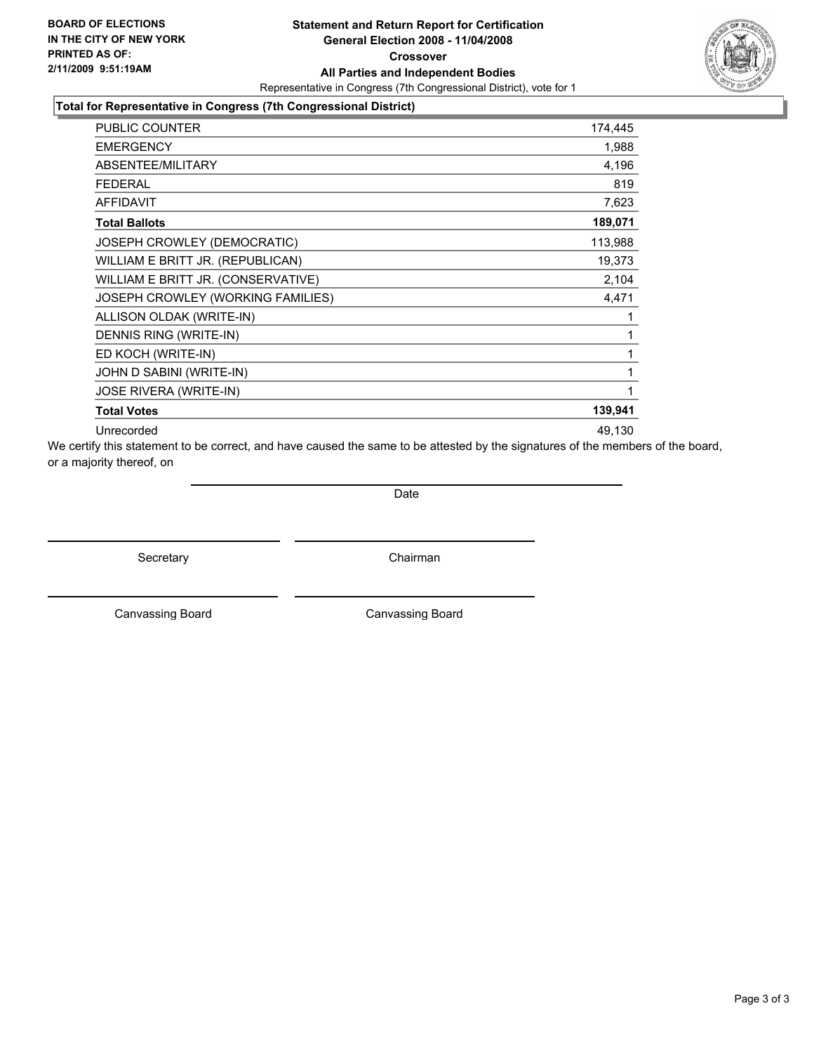**BOARD OF ELECTIONS IN THE CITY OF NEW YORK PRINTED AS OF: 2/11/2009 9:51:19AM**

# Statement and Return Report for Certification
## General Election 2008 - 11/04/2008
### Crossover
### All Parties and Independent Bodies

Representative in Congress (7th Congressional District), vote for 1

**Total for Representative in Congress (7th Congressional District)**

| | |
|---|---|
| PUBLIC COUNTER | 174,445 |
| EMERGENCY | 1,988 |
| ABSENTEE/MILITARY | 4,196 |
| FEDERAL | 819 |
| AFFIDAVIT | 7,623 |
| **Total Ballots** | **189,071** |
| JOSEPH CROWLEY (DEMOCRATIC) | 113,988 |
| WILLIAM E BRITT JR. (REPUBLICAN) | 19,373 |
| WILLIAM E BRITT JR. (CONSERVATIVE) | 2,104 |
| JOSEPH CROWLEY (WORKING FAMILIES) | 4,471 |
| ALLISON OLDAK (WRITE-IN) | 1 |
| DENNIS RING (WRITE-IN) | 1 |
| ED KOCH (WRITE-IN) | 1 |
| JOHN D SABINI (WRITE-IN) | 1 |
| JOSE RIVERA (WRITE-IN) | 1 |
| **Total Votes** | **139,941** |
| Unrecorded | 49,130 |

We certify this statement to be correct, and have caused the same to be attested by the signatures of the members of the board, or a majority thereof, on

Date

Secretary

Chairman

Canvassing Board

Canvassing Board